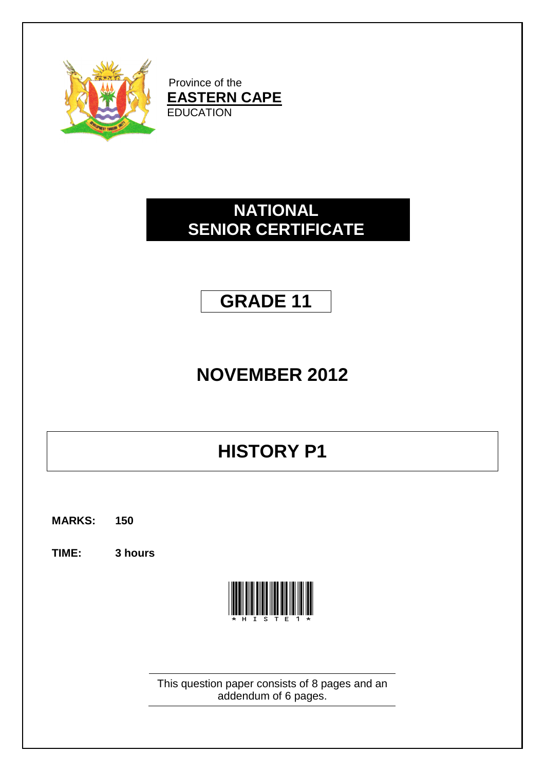Province of the
**EASTERN CAPE**
EDUCATION

# NATIONAL SENIOR CERTIFICATE

## GRADE 11

## NOVEMBER 2012

# HISTORY P1

**MARKS:** **150**

**TIME:** **3 hours**

*HISTE1*

This question paper consists of 8 pages and an addendum of 6 pages.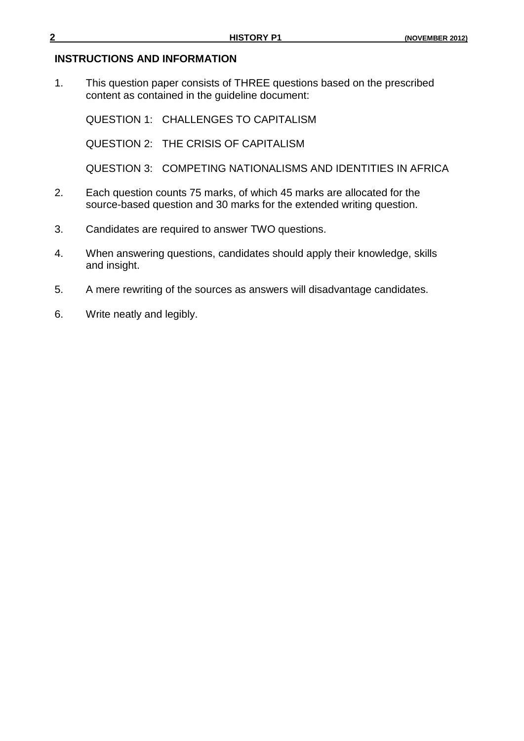## INSTRUCTIONS AND INFORMATION

1. This question paper consists of THREE questions based on the prescribed content as contained in the guideline document:

   QUESTION 1: CHALLENGES TO CAPITALISM

   QUESTION 2: THE CRISIS OF CAPITALISM

   QUESTION 3: COMPETING NATIONALISMS AND IDENTITIES IN AFRICA

2. Each question counts 75 marks, of which 45 marks are allocated for the source-based question and 30 marks for the extended writing question.

3. Candidates are required to answer TWO questions.

4. When answering questions, candidates should apply their knowledge, skills and insight.

5. A mere rewriting of the sources as answers will disadvantage candidates.

6. Write neatly and legibly.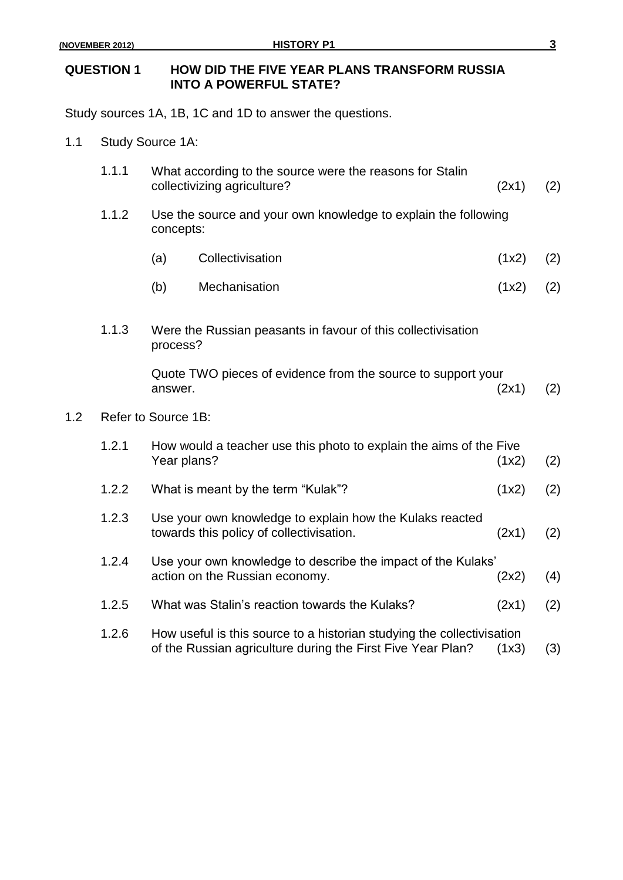## QUESTION 1 HOW DID THE FIVE YEAR PLANS TRANSFORM RUSSIA INTO A POWERFUL STATE?

Study sources 1A, 1B, 1C and 1D to answer the questions.

1.1 Study Source 1A:

1.1.1 What according to the source were the reasons for Stalin collectivizing agriculture? (2x1) (2)

1.1.2 Use the source and your own knowledge to explain the following concepts:

(a) Collectivisation (1x2) (2)

(b) Mechanisation (1x2) (2)

1.1.3 Were the Russian peasants in favour of this collectivisation process?

Quote TWO pieces of evidence from the source to support your answer. (2x1) (2)

1.2 Refer to Source 1B:

1.2.1 How would a teacher use this photo to explain the aims of the Five Year plans? (1x2) (2)

1.2.2 What is meant by the term "Kulak"? (1x2) (2)

1.2.3 Use your own knowledge to explain how the Kulaks reacted towards this policy of collectivisation. (2x1) (2)

1.2.4 Use your own knowledge to describe the impact of the Kulaks' action on the Russian economy. (2x2) (4)

1.2.5 What was Stalin's reaction towards the Kulaks? (2x1) (2)

1.2.6 How useful is this source to a historian studying the collectivisation of the Russian agriculture during the First Five Year Plan? (1x3) (3)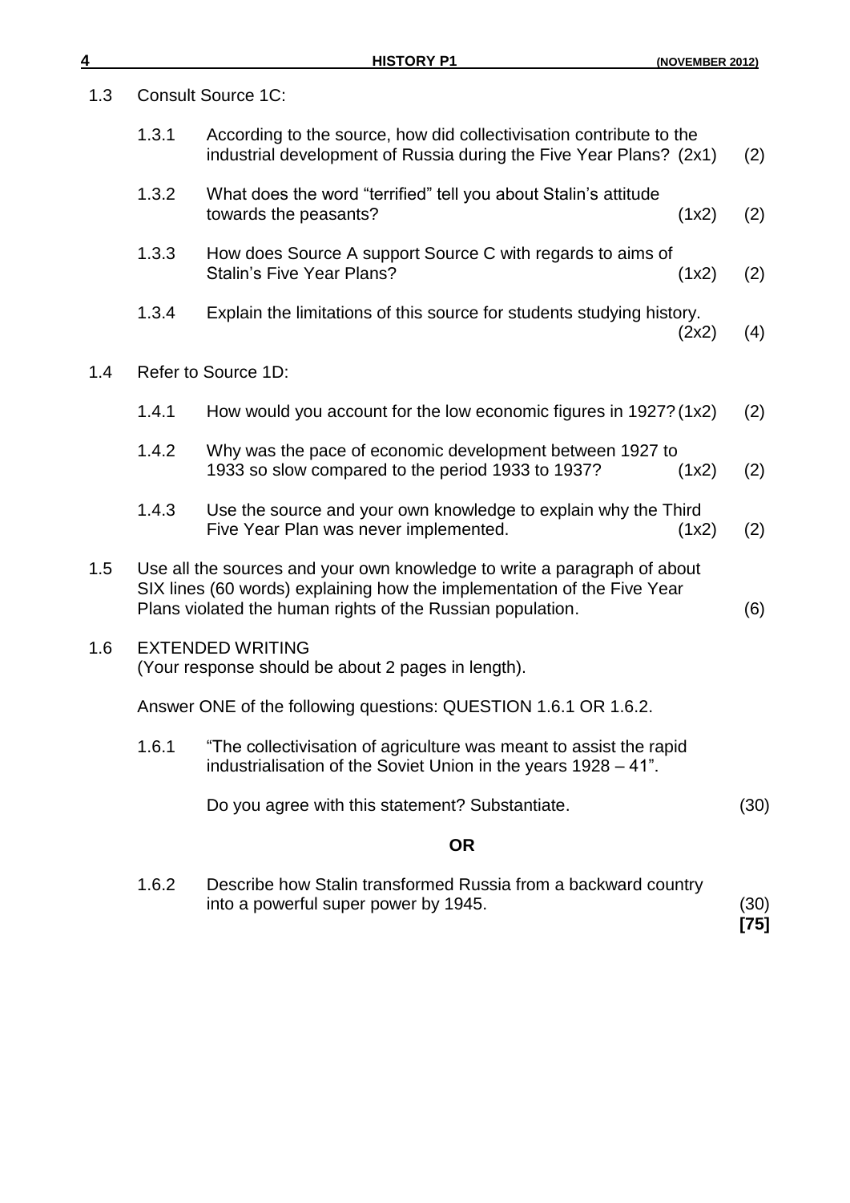1.3 Consult Source 1C:

1.3.1 According to the source, how did collectivisation contribute to the industrial development of Russia during the Five Year Plans? (2x1) (2)

1.3.2 What does the word "terrified" tell you about Stalin's attitude towards the peasants? (1x2) (2)

1.3.3 How does Source A support Source C with regards to aims of Stalin's Five Year Plans? (1x2) (2)

1.3.4 Explain the limitations of this source for students studying history. (2x2) (4)

1.4 Refer to Source 1D:

1.4.1 How would you account for the low economic figures in 1927? (1x2) (2)

1.4.2 Why was the pace of economic development between 1927 to 1933 so slow compared to the period 1933 to 1937? (1x2) (2)

1.4.3 Use the source and your own knowledge to explain why the Third Five Year Plan was never implemented. (1x2) (2)

1.5 Use all the sources and your own knowledge to write a paragraph of about SIX lines (60 words) explaining how the implementation of the Five Year Plans violated the human rights of the Russian population. (6)

1.6 EXTENDED WRITING
(Your response should be about 2 pages in length).

Answer ONE of the following questions: QUESTION 1.6.1 OR 1.6.2.

1.6.1 "The collectivisation of agriculture was meant to assist the rapid industrialisation of the Soviet Union in the years 1928 – 41".

Do you agree with this statement? Substantiate. (30)

**OR**

1.6.2 Describe how Stalin transformed Russia from a backward country into a powerful super power by 1945. (30)

**[75]**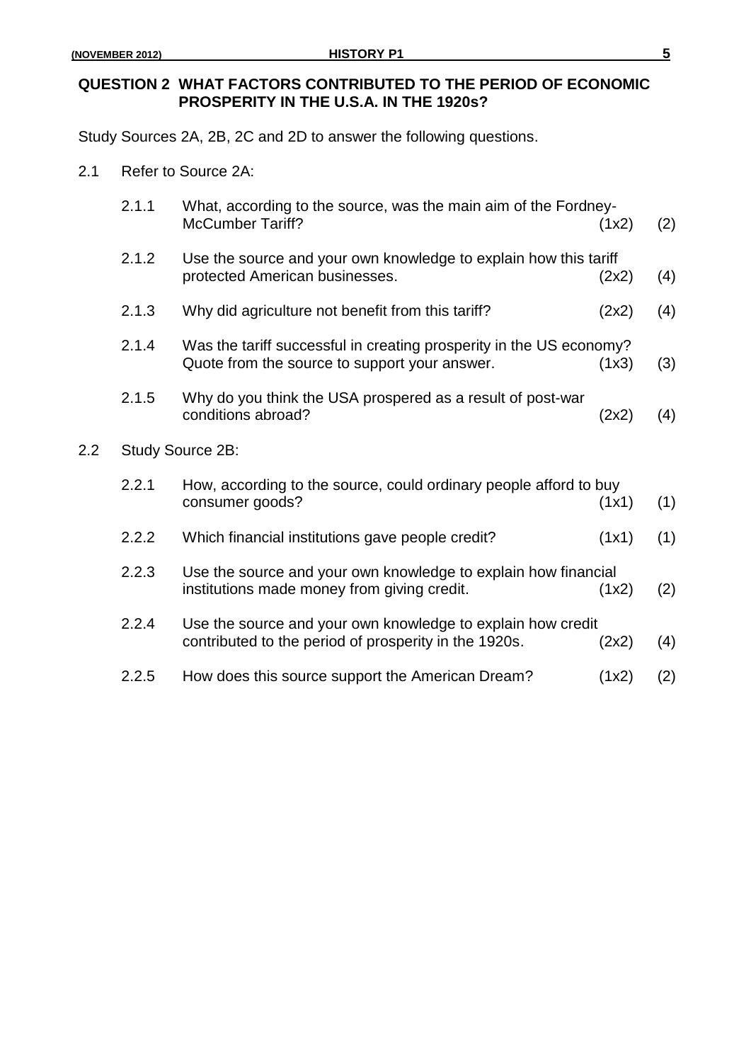**QUESTION 2 WHAT FACTORS CONTRIBUTED TO THE PERIOD OF ECONOMIC PROSPERITY IN THE U.S.A. IN THE 1920s?**

Study Sources 2A, 2B, 2C and 2D to answer the following questions.

2.1 Refer to Source 2A:

| | | | |
|---|---|---|---|
| 2.1.1 | What, according to the source, was the main aim of the Fordney-McCumber Tariff? | (1x2) | (2) |
| 2.1.2 | Use the source and your own knowledge to explain how this tariff protected American businesses. | (2x2) | (4) |
| 2.1.3 | Why did agriculture not benefit from this tariff? | (2x2) | (4) |
| 2.1.4 | Was the tariff successful in creating prosperity in the US economy? Quote from the source to support your answer. | (1x3) | (3) |
| 2.1.5 | Why do you think the USA prospered as a result of post-war conditions abroad? | (2x2) | (4) |

2.2 Study Source 2B:

| | | | |
|---|---|---|---|
| 2.2.1 | How, according to the source, could ordinary people afford to buy consumer goods? | (1x1) | (1) |
| 2.2.2 | Which financial institutions gave people credit? | (1x1) | (1) |
| 2.2.3 | Use the source and your own knowledge to explain how financial institutions made money from giving credit. | (1x2) | (2) |
| 2.2.4 | Use the source and your own knowledge to explain how credit contributed to the period of prosperity in the 1920s. | (2x2) | (4) |
| 2.2.5 | How does this source support the American Dream? | (1x2) | (2) |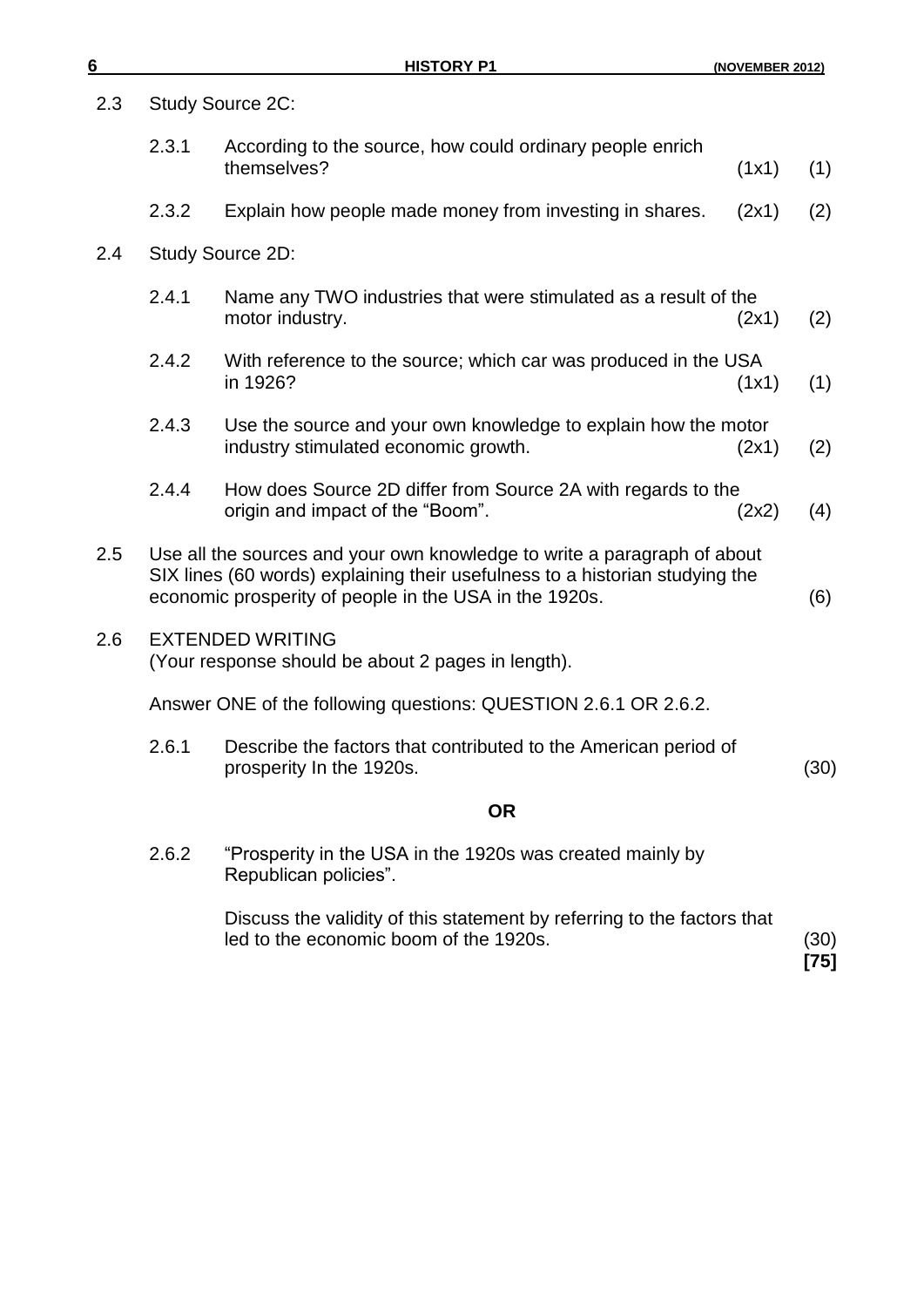2.3 Study Source 2C:

2.3.1 According to the source, how could ordinary people enrich themselves? (1x1) (1)

2.3.2 Explain how people made money from investing in shares. (2x1) (2)

2.4 Study Source 2D:

2.4.1 Name any TWO industries that were stimulated as a result of the motor industry. (2x1) (2)

2.4.2 With reference to the source; which car was produced in the USA in 1926? (1x1) (1)

2.4.3 Use the source and your own knowledge to explain how the motor industry stimulated economic growth. (2x1) (2)

2.4.4 How does Source 2D differ from Source 2A with regards to the origin and impact of the "Boom". (2x2) (4)

2.5 Use all the sources and your own knowledge to write a paragraph of about SIX lines (60 words) explaining their usefulness to a historian studying the economic prosperity of people in the USA in the 1920s. (6)

2.6 EXTENDED WRITING
(Your response should be about 2 pages in length).

Answer ONE of the following questions: QUESTION 2.6.1 OR 2.6.2.

2.6.1 Describe the factors that contributed to the American period of prosperity In the 1920s. (30)

**OR**

2.6.2 "Prosperity in the USA in the 1920s was created mainly by Republican policies".

Discuss the validity of this statement by referring to the factors that led to the economic boom of the 1920s. (30)

**[75]**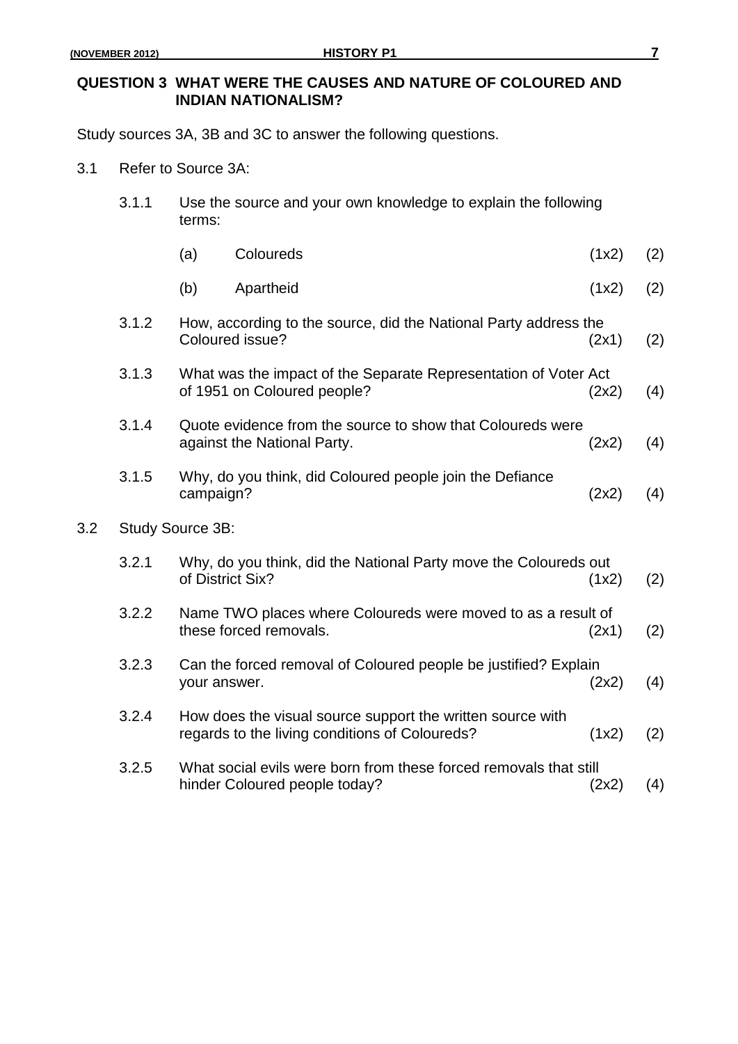## QUESTION 3 WHAT WERE THE CAUSES AND NATURE OF COLOURED AND INDIAN NATIONALISM?

Study sources 3A, 3B and 3C to answer the following questions.

3.1 Refer to Source 3A:

3.1.1 Use the source and your own knowledge to explain the following terms:

(a) Colureds (1x2) (2)

(b) Apartheid (1x2) (2)

3.1.2 How, according to the source, did the National Party address the Coloured issue? (2x1) (2)

3.1.3 What was the impact of the Separate Representation of Voter Act of 1951 on Coloured people? (2x2) (4)

3.1.4 Quote evidence from the source to show that Coloureds were against the National Party. (2x2) (4)

3.1.5 Why, do you think, did Coloured people join the Defiance campaign? (2x2) (4)

3.2 Study Source 3B:

3.2.1 Why, do you think, did the National Party move the Coloureds out of District Six? (1x2) (2)

3.2.2 Name TWO places where Coloureds were moved to as a result of these forced removals. (2x1) (2)

3.2.3 Can the forced removal of Coloured people be justified? Explain your answer. (2x2) (4)

3.2.4 How does the visual source support the written source with regards to the living conditions of Coloureds? (1x2) (2)

3.2.5 What social evils were born from these forced removals that still hinder Coloured people today? (2x2) (4)

## QUESTION 3 WHAT WERE THE CAUSES AND NATURE OF COLOURED AND INDIAN NATIONALISM?

Study sources 3A, 3B and 3C to answer the following questions.

3.1 Refer to Source 3A:

3.1.1 Use the source and your own knowledge to explain the following terms:

(a) Coloureds (1x2) (2)

(b) Apartheid (1x2) (2)

3.1.2 How, according to the source, did the National Party address the Coloured issue? (2x1) (2)

3.1.3 What was the impact of the Separate Representation of Voter Act of 1951 on Coloured people? (2x2) (4)

3.1.4 Quote evidence from the source to show that Coloureds were against the National Party. (2x2) (4)

3.1.5 Why, do you think, did Coloured people join the Defiance campaign? (2x2) (4)

3.2 Study Source 3B:

3.2.1 Why, do you think, did the National Party move the Coloureds out of District Six? (1x2) (2)

3.2.2 Name TWO places where Coloureds were moved to as a result of these forced removals. (2x1) (2)

3.2.3 Can the forced removal of Coloured people be justified? Explain your answer. (2x2) (4)

3.2.4 How does the visual source support the written source with regards to the living conditions of Coloureds? (1x2) (2)

3.2.5 What social evils were born from these forced removals that still hinder Coloured people today? (2x2) (4)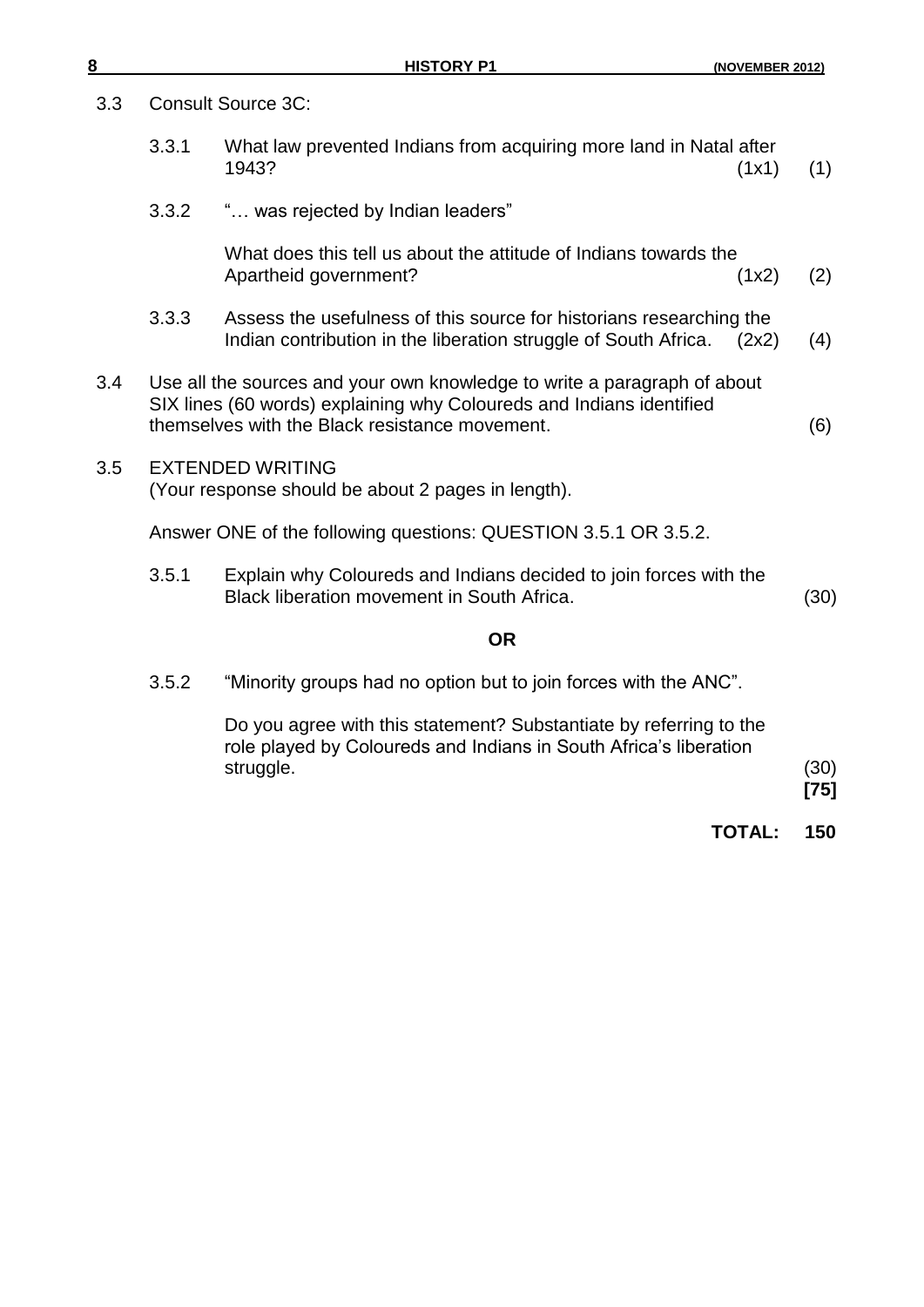3.3 Consult Source 3C:

3.3.1 What law prevented Indians from acquiring more land in Natal after 1943? (1x1) (1)

3.3.2 "… was rejected by Indian leaders"

What does this tell us about the attitude of Indians towards the Apartheid government? (1x2) (2)

3.3.3 Assess the usefulness of this source for historians researching the Indian contribution in the liberation struggle of South Africa. (2x2) (4)

3.4 Use all the sources and your own knowledge to write a paragraph of about SIX lines (60 words) explaining why Coloureds and Indians identified themselves with the Black resistance movement. (6)

3.5 EXTENDED WRITING
(Your response should be about 2 pages in length).

Answer ONE of the following questions: QUESTION 3.5.1 OR 3.5.2.

3.5.1 Explain why Coloureds and Indians decided to join forces with the Black liberation movement in South Africa. (30)

**OR**

3.5.2 "Minority groups had no option but to join forces with the ANC".

Do you agree with this statement? Substantiate by referring to the role played by Coloureds and Indians in South Africa's liberation struggle. (30)
**[75]**

**TOTAL: 150**